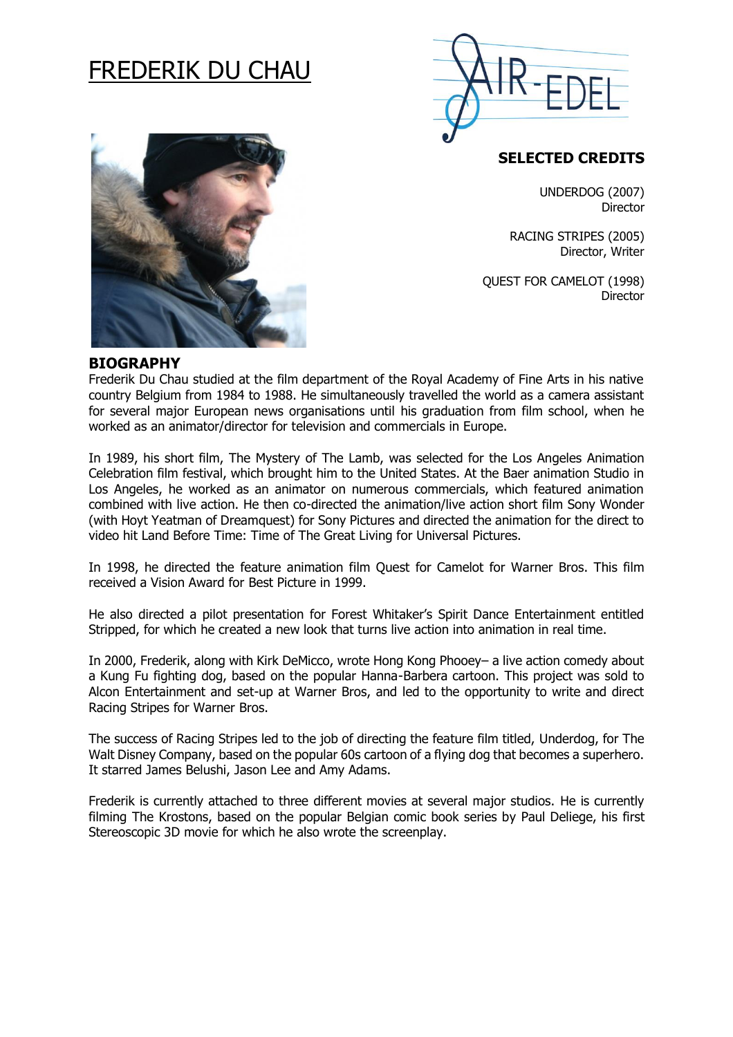# FREDERIK DU CHAU

AIR-EDEL

## SELECTED CREDITS

UNDERDOG (2007)
Director

RACING STRIPES (2005)
Director, Writer

QUEST FOR CAMELOT (1998)
Director

## BIOGRAPHY

Frederik Du Chau studied at the film department of the Royal Academy of Fine Arts in his native country Belgium from 1984 to 1988. He simultaneously travelled the world as a camera assistant for several major European news organisations until his graduation from film school, when he worked as an animator/director for television and commercials in Europe.

In 1989, his short film, The Mystery of The Lamb, was selected for the Los Angeles Animation Celebration film festival, which brought him to the United States. At the Baer animation Studio in Los Angeles, he worked as an animator on numerous commercials, which featured animation combined with live action. He then co-directed the animation/live action short film Sony Wonder (with Hoyt Yeatman of Dreamquest) for Sony Pictures and directed the animation for the direct to video hit Land Before Time: Time of The Great Living for Universal Pictures.

In 1998, he directed the feature animation film Quest for Camelot for Warner Bros. This film received a Vision Award for Best Picture in 1999.

He also directed a pilot presentation for Forest Whitaker's Spirit Dance Entertainment entitled Stripped, for which he created a new look that turns live action into animation in real time.

In 2000, Frederik, along with Kirk DeMicco, wrote Hong Kong Phooey– a live action comedy about a Kung Fu fighting dog, based on the popular Hanna-Barbera cartoon. This project was sold to Alcon Entertainment and set-up at Warner Bros, and led to the opportunity to write and direct Racing Stripes for Warner Bros.

The success of Racing Stripes led to the job of directing the feature film titled, Underdog, for The Walt Disney Company, based on the popular 60s cartoon of a flying dog that becomes a superhero. It starred James Belushi, Jason Lee and Amy Adams.

Frederik is currently attached to three different movies at several major studios. He is currently filming The Krostons, based on the popular Belgian comic book series by Paul Deliege, his first Stereoscopic 3D movie for which he also wrote the screenplay.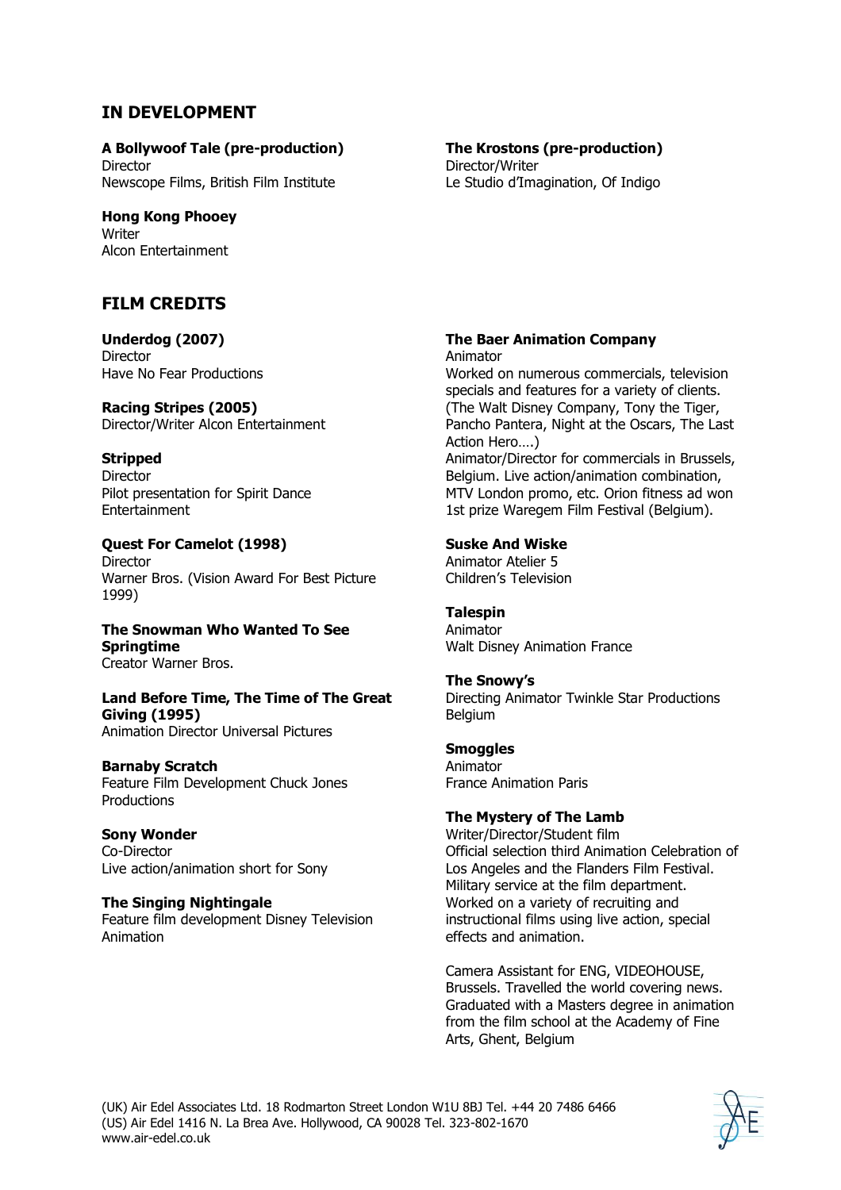## IN DEVELOPMENT

**A Bollywoof Tale (pre-production)**
Director
Newscope Films, British Film Institute

**Hong Kong Phooey**
Writer
Alcon Entertainment

**The Krostons (pre-production)**
Director/Writer
Le Studio d'Imagination, Of Indigo

## FILM CREDITS

**Underdog (2007)**
Director
Have No Fear Productions

**Racing Stripes (2005)**
Director/Writer Alcon Entertainment

**Stripped**
Director
Pilot presentation for Spirit Dance Entertainment

**Quest For Camelot (1998)**
Director
Warner Bros. (Vision Award For Best Picture 1999)

**The Snowman Who Wanted To See Springtime**
Creator Warner Bros.

**Land Before Time, The Time of The Great Giving (1995)**
Animation Director Universal Pictures

**Barnaby Scratch**
Feature Film Development Chuck Jones Productions

**Sony Wonder**
Co-Director
Live action/animation short for Sony

**The Singing Nightingale**
Feature film development Disney Television Animation

**The Baer Animation Company**
Animator
Worked on numerous commercials, television specials and features for a variety of clients. (The Walt Disney Company, Tony the Tiger, Pancho Pantera, Night at the Oscars, The Last Action Hero….)
Animator/Director for commercials in Brussels, Belgium. Live action/animation combination, MTV London promo, etc. Orion fitness ad won 1st prize Waregem Film Festival (Belgium).

**Suske And Wiske**
Animator Atelier 5
Children's Television

**Talespin**
Animator
Walt Disney Animation France

**The Snowy's**
Directing Animator Twinkle Star Productions Belgium

**Smoggles**
Animator
France Animation Paris

**The Mystery of The Lamb**
Writer/Director/Student film
Official selection third Animation Celebration of Los Angeles and the Flanders Film Festival.
Military service at the film department.
Worked on a variety of recruiting and instructional films using live action, special effects and animation.

Camera Assistant for ENG, VIDEOHOUSE, Brussels. Travelled the world covering news. Graduated with a Masters degree in animation from the film school at the Academy of Fine Arts, Ghent, Belgium

(UK) Air Edel Associates Ltd. 18 Rodmarton Street London W1U 8BJ Tel. +44 20 7486 6466
(US) Air Edel 1416 N. La Brea Ave. Hollywood, CA 90028 Tel. 323-802-1670
www.air-edel.co.uk